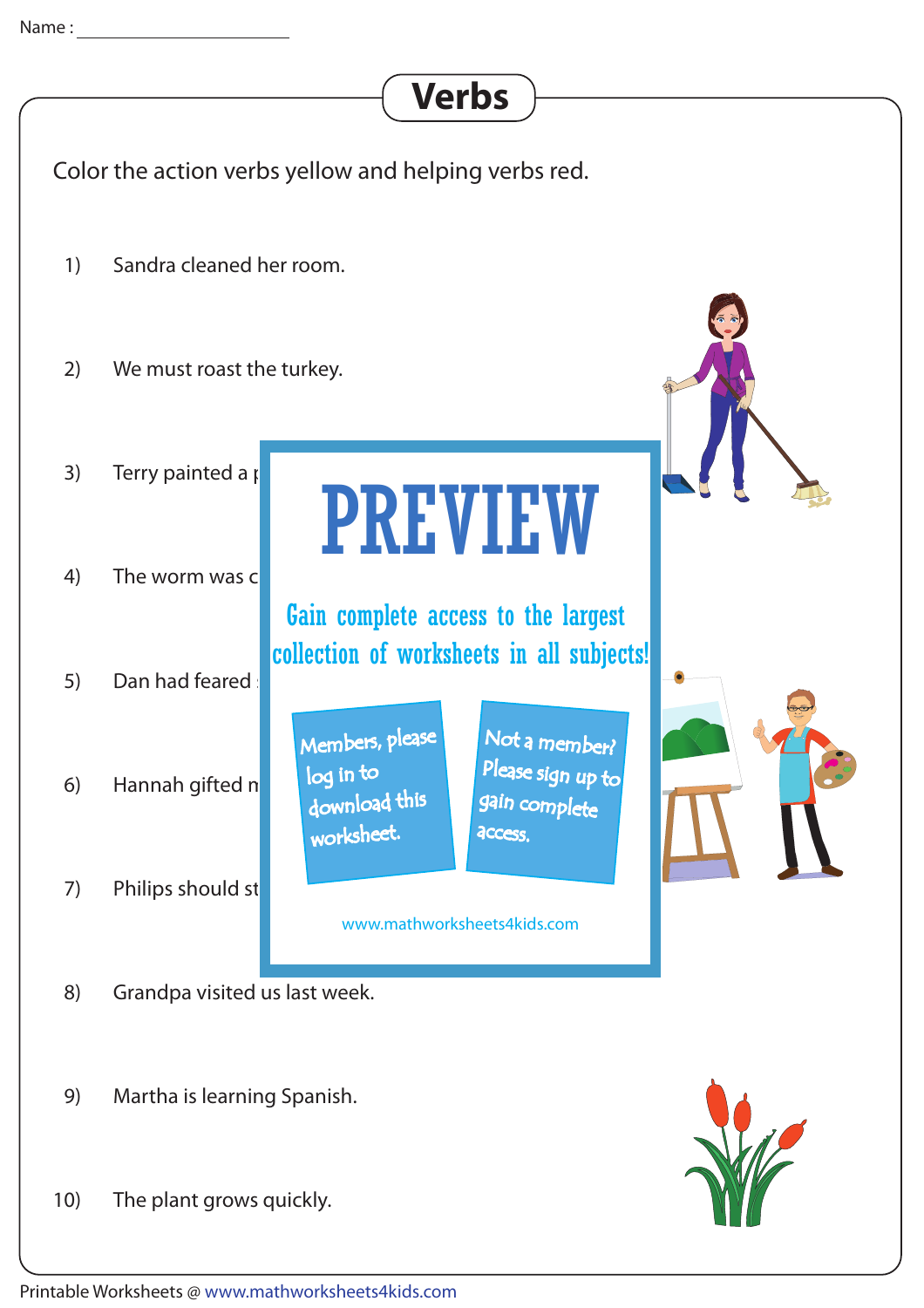Name : ______________________

# Verbs

Color the action verbs yellow and helping verbs red.

1) Sandra cleaned her room.

2) We must roast the turkey.

3) Terry painted a p

4) The worm was c

5) Dan had feared

6) Hannah gifted m

7) Philips should st

PREVIEW

Gain complete access to the largest collection of worksheets in all subjects!

Members, please log in to download this worksheet.

Not a member? Please sign up to gain complete access.

www.mathworksheets4kids.com

8) Grandpa visited us last week.

9) Martha is learning Spanish.

10) The plant grows quickly.

Printable Worksheets @ www.mathworksheets4kids.com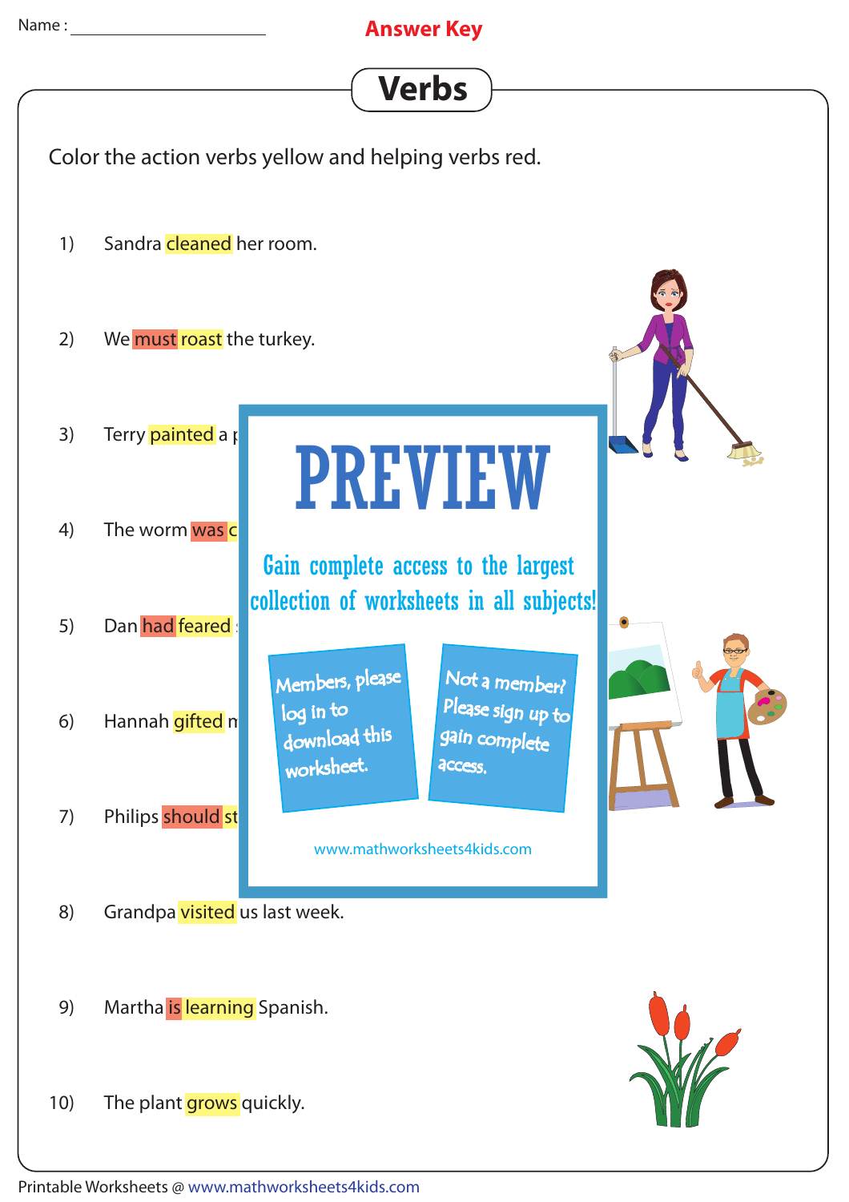Name : ______________________

**Answer Key**

# Verbs

Color the action verbs yellow and helping verbs red.

1) Sandra cleaned her room.

2) We must roast the turkey.

3) Terry painted a p

4) The worm was c

5) Dan had feared

6) Hannah gifted m

7) Philips should st

PREVIEW

Gain complete access to the largest collection of worksheets in all subjects!

Members, please log in to download this worksheet.

Not a member? Please sign up to gain complete access.

www.mathworksheets4kids.com

8) Grandpa visited us last week.

9) Martha is learning Spanish.

10) The plant grows quickly.

Printable Worksheets @ www.mathworksheets4kids.com